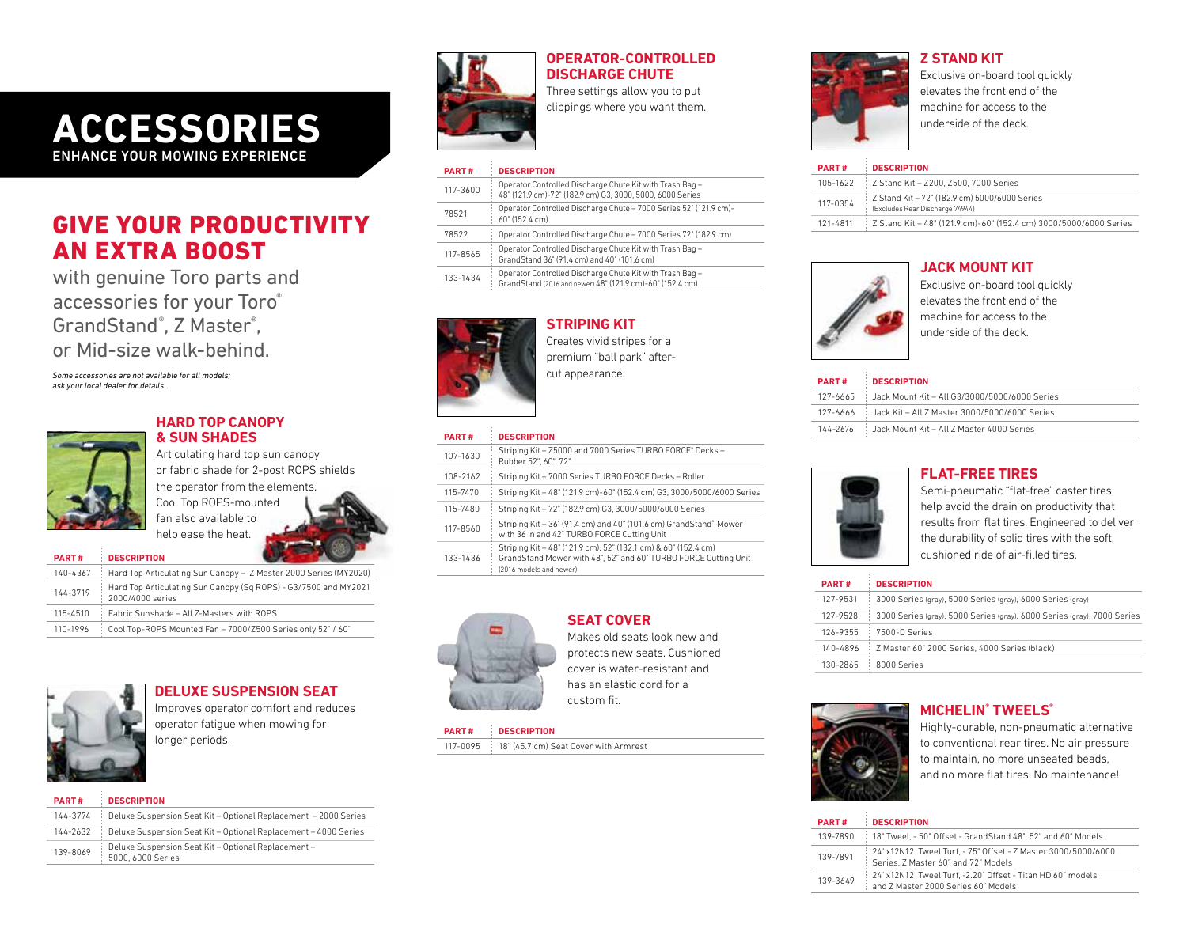# ACCESSORIES

ENHANCE YOUR MOWING EXPERIENCE

## GIVE YOUR PRODUCTIVITY AN EXTRA BOOST

with genuine Toro parts and accessories for your Toro® GrandStand®, Z Master®, or Mid-size walk-behind.

*Some accessories are not available for all models; ask your local dealer for details.*

### HARD TOP CANOPY & SUN SHADES

Articulating hard top sun canopy or fabric shade for 2-post ROPS shields the operator from the elements. Cool Top ROPS-mounted fan also available to help ease the heat.

| PART # | DESCRIPTION |
|---|---|
| 140-4367 | Hard Top Articulating Sun Canopy – Z Master 2000 Series (MY2020) |
| 144-3719 | Hard Top Articulating Sun Canopy (Sq ROPS) - G3/7500 and MY2021 2000/4000 series |
| 115-4510 | Fabric Sunshade – All Z-Masters with ROPS |
| 110-1996 | Cool Top-ROPS Mounted Fan – 7000/Z500 Series only 52" / 60" |

### DELUXE SUSPENSION SEAT

Improves operator comfort and reduces operator fatigue when mowing for longer periods.

| PART # | DESCRIPTION |
|---|---|
| 144-3774 | Deluxe Suspension Seat Kit – Optional Replacement – 2000 Series |
| 144-2632 | Deluxe Suspension Seat Kit – Optional Replacement – 4000 Series |
| 139-8069 | Deluxe Suspension Seat Kit – Optional Replacement – 5000, 6000 Series |

### OPERATOR-CONTROLLED DISCHARGE CHUTE

Three settings allow you to put clippings where you want them.

| PART # | DESCRIPTION |
|---|---|
| 117-3600 | Operator Controlled Discharge Chute Kit with Trash Bag – 48" (121.9 cm)-72" (182.9 cm) G3, 3000, 5000, 6000 Series |
| 78521 | Operator Controlled Discharge Chute – 7000 Series 52" (121.9 cm)-60" (152.4 cm) |
| 78522 | Operator Controlled Discharge Chute – 7000 Series 72" (182.9 cm) |
| 117-8565 | Operator Controlled Discharge Chute Kit with Trash Bag – GrandStand 36" (91.4 cm) and 40" (101.6 cm) |
| 133-1434 | Operator Controlled Discharge Chute Kit with Trash Bag – GrandStand (2016 and newer) 48" (121.9 cm)-60" (152.4 cm) |

### STRIPING KIT

Creates vivid stripes for a premium "ball park" after-cut appearance.

| PART # | DESCRIPTION |
|---|---|
| 107-1630 | Striping Kit – Z5000 and 7000 Series TURBO FORCE® Decks – Rubber 52", 60", 72" |
| 108-2162 | Striping Kit – 7000 Series TURBO FORCE Decks – Roller |
| 115-7470 | Striping Kit – 48" (121.9 cm)-60" (152.4 cm) G3, 3000/5000/6000 Series |
| 115-7480 | Striping Kit – 72" (182.9 cm) G3, 3000/5000/6000 Series |
| 117-8560 | Striping Kit – 36" (91.4 cm) and 40" (101.6 cm) GrandStand® Mower with 36 in and 42" TURBO FORCE Cutting Unit |
| 133-1436 | Striping Kit – 48" (121.9 cm), 52" (132.1 cm) & 60" (152.4 cm) GrandStand Mower with 48", 52" and 60" TURBO FORCE Cutting Unit (2016 models and newer) |

### SEAT COVER

Makes old seats look new and protects new seats. Cushioned cover is water-resistant and has an elastic cord for a custom fit.

| PART # | DESCRIPTION |
|---|---|
| 117-0095 | 18" (45.7 cm) Seat Cover with Armrest |

### Z STAND KIT

Exclusive on-board tool quickly elevates the front end of the machine for access to the underside of the deck.

| PART # | DESCRIPTION |
|---|---|
| 105-1622 | Z Stand Kit – Z200, Z500, 7000 Series |
| 117-0354 | Z Stand Kit – 72" (182.9 cm) 5000/6000 Series (Excludes Rear Discharge 74944) |
| 121-4811 | Z Stand Kit – 48" (121.9 cm)-60" (152.4 cm) 3000/5000/6000 Series |

### JACK MOUNT KIT

Exclusive on-board tool quickly elevates the front end of the machine for access to the underside of the deck.

| PART # | DESCRIPTION |
|---|---|
| 127-6665 | Jack Mount Kit – All G3/3000/5000/6000 Series |
| 127-6666 | Jack Kit – All Z Master 3000/5000/6000 Series |
| 144-2676 | Jack Mount Kit – All Z Master 4000 Series |

### FLAT-FREE TIRES

Semi-pneumatic "flat-free" caster tires help avoid the drain on productivity that results from flat tires. Engineered to deliver the durability of solid tires with the soft, cushioned ride of air-filled tires.

| PART # | DESCRIPTION |
|---|---|
| 127-9531 | 3000 Series (gray), 5000 Series (gray), 6000 Series (gray) |
| 127-9528 | 3000 Series (gray), 5000 Series (gray), 6000 Series (gray), 7000 Series |
| 126-9355 | 7500-D Series |
| 140-4896 | Z Master 60" 2000 Series, 4000 Series (black) |
| 130-2865 | 8000 Series |

### MICHELIN® TWEELS®

Highly-durable, non-pneumatic alternative to conventional rear tires. No air pressure to maintain, no more unseated beads, and no more flat tires. No maintenance!

| PART # | DESCRIPTION |
|---|---|
| 139-7890 | 18" Tweel, -.50" Offset - GrandStand 48", 52" and 60" Models |
| 139-7891 | 24" x12N12 Tweel Turf, -.75" Offset - Z Master 3000/5000/6000 Series, Z Master 60" and 72" Models |
| 139-3649 | 24" x12N12 Tweel Turf, -2.20" Offset - Titan HD 60" models and Z Master 2000 Series 60" Models |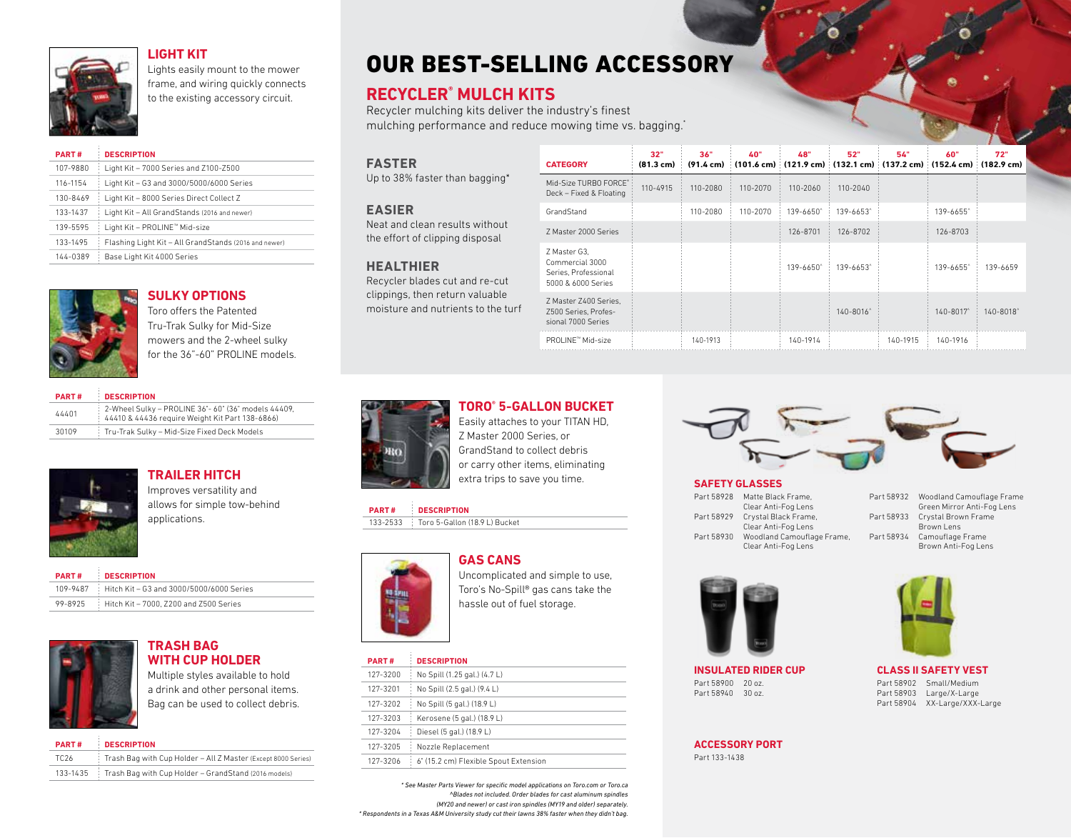## LIGHT KIT

Lights easily mount to the mower frame, and wiring quickly connects to the existing accessory circuit.

| PART # | DESCRIPTION |
|---|---|
| 107-9880 | Light Kit – 7000 Series and Z100-Z500 |
| 116-1154 | Light Kit – G3 and 3000/5000/6000 Series |
| 130-8469 | Light Kit – 8000 Series Direct Collect Z |
| 133-1437 | Light Kit – All GrandStands (2016 and newer) |
| 139-5595 | Light Kit – PROLINE™ Mid-size |
| 133-1495 | Flashing Light Kit – All GrandStands (2016 and newer) |
| 144-0389 | Base Light Kit 4000 Series |

## SULKY OPTIONS

Toro offers the Patented Tru-Trak Sulky for Mid-Size mowers and the 2-wheel sulky for the 36"-60" PROLINE models.

| PART # | DESCRIPTION |
|---|---|
| 44401 | 2-Wheel Sulky – PROLINE 36"- 60" (36" models 44409, 44410 & 44436 require Weight Kit Part 138-6866) |
| 30109 | Tru-Trak Sulky – Mid-Size Fixed Deck Models |

## TRAILER HITCH

Improves versatility and allows for simple tow-behind applications.

| PART # | DESCRIPTION |
|---|---|
| 109-9487 | Hitch Kit – G3 and 3000/5000/6000 Series |
| 99-8925 | Hitch Kit – 7000, Z200 and Z500 Series |

## TRASH BAG WITH CUP HOLDER

Multiple styles available to hold a drink and other personal items. Bag can be used to collect debris.

| PART # | DESCRIPTION |
|---|---|
| TC26 | Trash Bag with Cup Holder – All Z Master (Except 8000 Series) |
| 133-1435 | Trash Bag with Cup Holder – GrandStand (2016 models) |

# OUR BEST-SELLING ACCESSORY

## RECYCLER® MULCH KITS

Recycler mulching kits deliver the industry's finest mulching performance and reduce mowing time vs. bagging.*

### FASTER

Up to 38% faster than bagging*

### EASIER

Neat and clean results without the effort of clipping disposal

### HEALTHIER

Recycler blades cut and re-cut clippings, then return valuable moisture and nutrients to the turf

| CATEGORY | 32" (81.3 cm) | 36" (91.4 cm) | 40" (101.6 cm) | 48" (121.9 cm) | 52" (132.1 cm) | 54" (137.2 cm) | 60" (152.4 cm) | 72" (182.9 cm) |
|---|---|---|---|---|---|---|---|---|
| Mid-Size TURBO FORCE® Deck – Fixed & Floating | 110-4915 | 110-2080 | 110-2070 | 110-2060 | 110-2040 | | | |
| GrandStand | | 110-2080 | 110-2070 | 139-6650^ | 139-6653^ | | 139-6655^ | |
| Z Master 2000 Series | | | | 126-8701 | 126-8702 | | 126-8703 | |
| Z Master G3, Commercial 3000 Series, Professional 5000 & 6000 Series | | | | 139-6650^ | 139-6653^ | | 139-6655^ | 139-6659 |
| Z Master Z400 Series, Z500 Series, Professional 7000 Series | | | | | 140-8016^ | | 140-8017^ | 140-8018^ |
| PROLINE™ Mid-size | | 140-1913 | | 140-1914 | | 140-1915 | 140-1916 | |

## TORO® 5-GALLON BUCKET

Easily attaches to your TITAN HD, Z Master 2000 Series, or GrandStand to collect debris or carry other items, eliminating extra trips to save you time.

| PART # | DESCRIPTION |
|---|---|
| 133-2533 | Toro 5-Gallon (18.9 L) Bucket |

## GAS CANS

Uncomplicated and simple to use, Toro's No-Spill® gas cans take the hassle out of fuel storage.

| PART # | DESCRIPTION |
|---|---|
| 127-3200 | No Spill (1.25 gal.) (4.7 L) |
| 127-3201 | No Spill (2.5 gal.) (9.4 L) |
| 127-3202 | No Spill (5 gal.) (18.9 L) |
| 127-3203 | Kerosene (5 gal.) (18.9 L) |
| 127-3204 | Diesel (5 gal.) (18.9 L) |
| 127-3205 | Nozzle Replacement |
| 127-3206 | 6" (15.2 cm) Flexible Spout Extension |

## SAFETY GLASSES

| | |
|---|---|
| Part 58928 | Matte Black Frame, Clear Anti-Fog Lens |
| Part 58929 | Crystal Black Frame, Clear Anti-Fog Lens |
| Part 58930 | Woodland Camouflage Frame, Clear Anti-Fog Lens |
| Part 58932 | Woodland Camouflage Frame Green Mirror Anti-Fog Lens |
| Part 58933 | Crystal Brown Frame Brown Lens |
| Part 58934 | Camouflage Frame Brown Anti-Fog Lens |

## INSULATED RIDER CUP

| | |
|---|---|
| Part 58900 | 20 oz. |
| Part 58940 | 30 oz. |

## CLASS II SAFETY VEST

| | |
|---|---|
| Part 58902 | Small/Medium |
| Part 58903 | Large/X-Large |
| Part 58904 | XX-Large/XXX-Large |

## ACCESSORY PORT

Part 133-1438

*\* See Master Parts Viewer for specific model applications on Toro.com or Toro.ca*
*^Blades not included. Order blades for cast aluminum spindles (MY20 and newer) or cast iron spindles (MY19 and older) separately.*
*\* Respondents in a Texas A&M University study cut their lawns 38% faster when they didn't bag.*